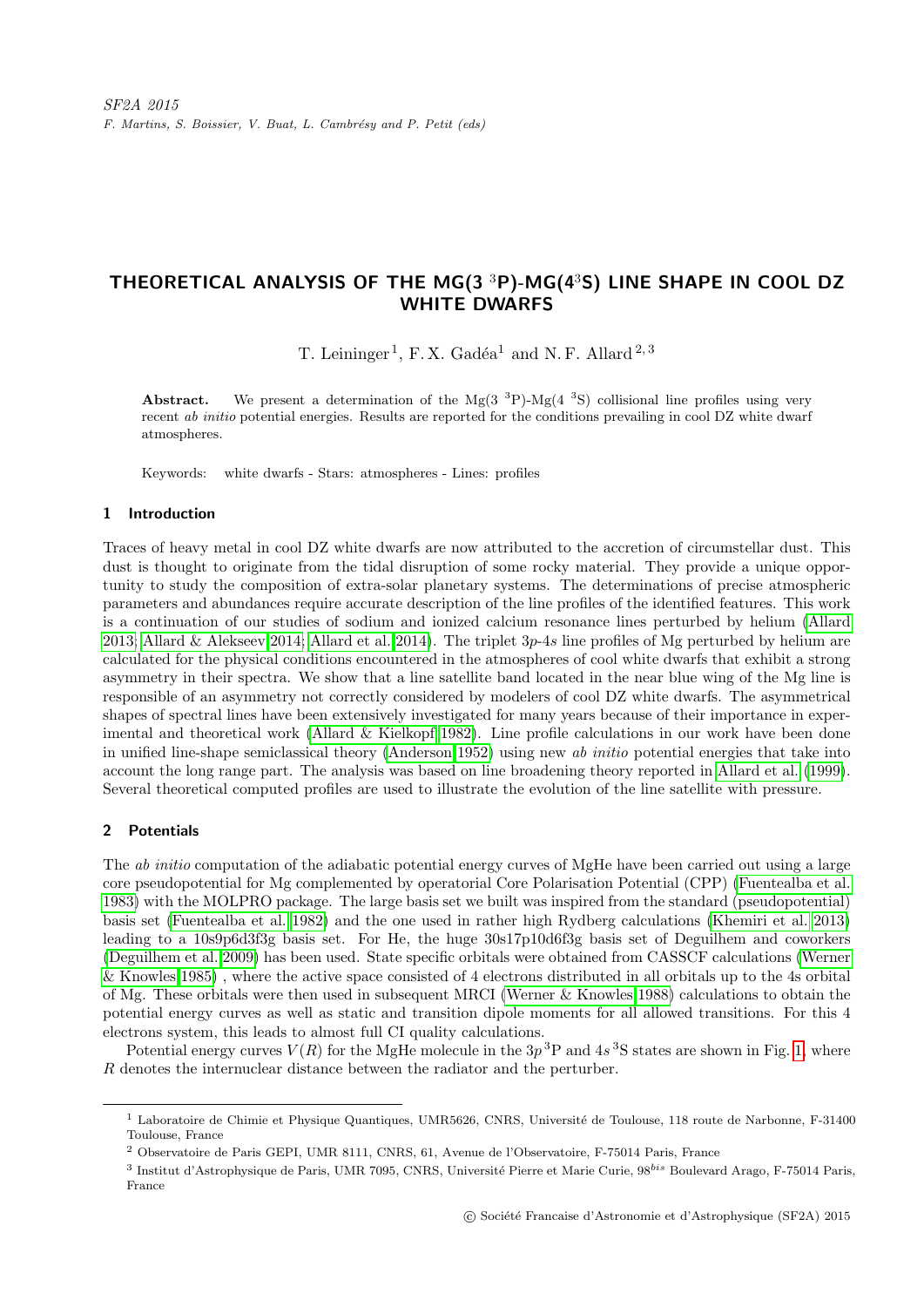# THEORETICAL ANALYSIS OF THE MG(3 $^3$P)-MG(4$^3$S) LINE SHAPE IN COOL DZ WHITE DWARFS

T. Leininger[1], F.X. Gadéa[1] and N.F. Allard[2,3]

**Abstract.** We present a determination of the Mg(3 $^3$P)-Mg(4 $^3$S) collisional line profiles using very recent *ab initio* potential energies. Results are reported for the conditions prevailing in cool DZ white dwarf atmospheres.

Keywords: white dwarfs - Stars: atmospheres - Lines: profiles

## 1 Introduction

Traces of heavy metal in cool DZ white dwarfs are now attributed to the accretion of circumstellar dust. This dust is thought to originate from the tidal disruption of some rocky material. They provide a unique opportunity to study the composition of extra-solar planetary systems. The determinations of precise atmospheric parameters and abundances require accurate description of the line profiles of the identified features. This work is a continuation of our studies of sodium and ionized calcium resonance lines perturbed by helium (Allard 2013; Allard & Alekseev 2014; Allard et al. 2014). The triplet $3p$-$4s$ line profiles of Mg perturbed by helium are calculated for the physical conditions encountered in the atmospheres of cool white dwarfs that exhibit a strong asymmetry in their spectra. We show that a line satellite band located in the near blue wing of the Mg line is responsible of an asymmetry not correctly considered by modelers of cool DZ white dwarfs. The asymmetrical shapes of spectral lines have been extensively investigated for many years because of their importance in experimental and theoretical work (Allard & Kielkopf 1982). Line profile calculations in our work have been done in unified line-shape semiclassical theory (Anderson 1952) using new *ab initio* potential energies that take into account the long range part. The analysis was based on line broadening theory reported in Allard et al. (1999). Several theoretical computed profiles are used to illustrate the evolution of the line satellite with pressure.

## 2 Potentials

The *ab initio* computation of the adiabatic potential energy curves of MgHe have been carried out using a large core pseudopotential for Mg complemented by operatorial Core Polarisation Potential (CPP) (Fuentealba et al. 1983) with the MOLPRO package. The large basis set we built was inspired from the standard (pseudopotential) basis set (Fuentealba et al. 1982) and the one used in rather high Rydberg calculations (Khemiri et al. 2013) leading to a 10s9p6d3f3g basis set. For He, the huge 30s17p10d6f3g basis set of Deguilhem and coworkers (Deguilhem et al. 2009) has been used. State specific orbitals were obtained from CASSCF calculations (Werner & Knowles 1985) , where the active space consisted of 4 electrons distributed in all orbitals up to the 4s orbital of Mg. These orbitals were then used in subsequent MRCI (Werner & Knowles 1988) calculations to obtain the potential energy curves as well as static and transition dipole moments for all allowed transitions. For this 4 electrons system, this leads to almost full CI quality calculations.

Potential energy curves $V(R)$ for the MgHe molecule in the $3p\,^3$P and $4s\,^3$S states are shown in Fig. 1, where $R$ denotes the internuclear distance between the radiator and the perturber.

---

[1] Laboratoire de Chimie et Physique Quantiques, UMR5626, CNRS, Université de Toulouse, 118 route de Narbonne, F-31400 Toulouse, France

[2] Observatoire de Paris GEPI, UMR 8111, CNRS, 61, Avenue de l'Observatoire, F-75014 Paris, France

[3] Institut d'Astrophysique de Paris, UMR 7095, CNRS, Université Pierre et Marie Curie, 98$^{bis}$ Boulevard Arago, F-75014 Paris, France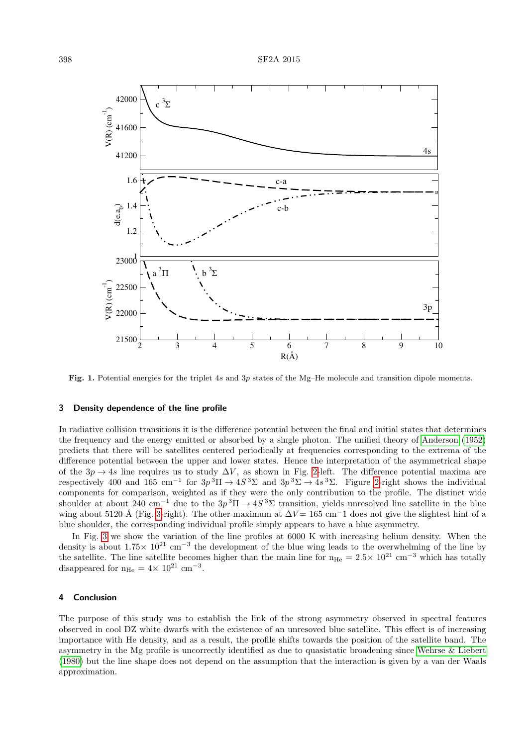Fig. 1. Potential energies for the triplet 4*s* and 3*p* states of the Mg–He molecule and transition dipole moments.

## 3 Density dependence of the line profile

In radiative collision transitions it is the difference potential between the final and initial states that determines the frequency and the energy emitted or absorbed by a single photon. The unified theory of Anderson (1952) predicts that there will be satellites centered periodically at frequencies corresponding to the extrema of the difference potential between the upper and lower states. Hence the interpretation of the asymmetrical shape of the $3p \rightarrow 4s$ line requires us to study $\Delta V$, as shown in Fig. 2-left. The difference potential maxima are respectively 400 and 165 cm$^{-1}$ for $3p\,^3\Pi \rightarrow 4S\,^3\Sigma$ and $3p\,^3\Sigma \rightarrow 4s\,^3\Sigma$. Figure 2-right shows the individual components for comparison, weighted as if they were the only contribution to the profile. The distinct wide shoulder at about 240 cm$^{-1}$ due to the $3p\,^3\Pi \rightarrow 4S\,^3\Sigma$ transition, yields unresolved line satellite in the blue wing about 5120 Å (Fig. 3-right). The other maximum at $\Delta V$= 165 cm$-1$ does not give the slightest hint of a blue shoulder, the corresponding individual profile simply appears to have a blue asymmetry.

In Fig. 3 we show the variation of the line profiles at 6000 K with increasing helium density. When the density is about $1.75\times 10^{21}$ cm$^{-3}$ the development of the blue wing leads to the overwhelming of the line by the satellite. The line satellite becomes higher than the main line for $n_{He} = 2.5\times 10^{21}$ cm$^{-3}$ which has totally disappeared for $n_{He} = 4\times 10^{21}$ cm$^{-3}$.

## 4 Conclusion

The purpose of this study was to establish the link of the strong asymmetry observed in spectral features observed in cool DZ white dwarfs with the existence of an unresoved blue satellite. This effect is of increasing importance with He density, and as a result, the profile shifts towards the position of the satellite band. The asymmetry in the Mg profile is uncorrectly identified as due to quasistatic broadening since Wehrse & Liebert (1980) but the line shape does not depend on the assumption that the interaction is given by a van der Waals approximation.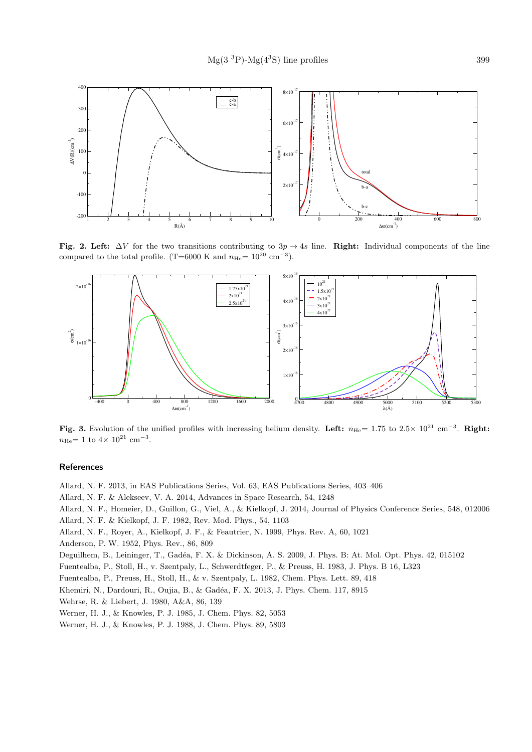c-b
c-a

ΔV(R)(cm$^{-1}$)

R(Å)

σ(cm$^2$)

total

b-a

b-c

Δω(cm$^{-1}$)

**Fig. 2. Left:** $\Delta V$ for the two transitions contributing to $3p \to 4s$ line. **Right:** Individual components of the line compared to the total profile. (T=6000 K and $n_{\rm He}$= $10^{20}$ cm$^{-3}$).

1.75x10$^{21}$
2x10$^{21}$
2.5x10$^{21}$

σ(cm$^2$)

Δω(cm$^{-1}$)

10$^{21}$
1.5x10$^{21}$
2x10$^{21}$
3x10$^{21}$
4x10$^{21}$

σ(cm$^2$)

λ(Å)

**Fig. 3.** Evolution of the unified profiles with increasing helium density. **Left:** $n_{\rm He}$= 1.75 to 2.5× $10^{21}$ cm$^{-3}$. **Right:** $n_{\rm He}$= 1 to 4× $10^{21}$ cm$^{-3}$.

## References

Allard, N. F. 2013, in EAS Publications Series, Vol. 63, EAS Publications Series, 403–406

Allard, N. F. & Alekseev, V. A. 2014, Advances in Space Research, 54, 1248

Allard, N. F., Homeier, D., Guillon, G., Viel, A., & Kielkopf, J. 2014, Journal of Physics Conference Series, 548, 012006

Allard, N. F. & Kielkopf, J. F. 1982, Rev. Mod. Phys., 54, 1103

Allard, N. F., Royer, A., Kielkopf, J. F., & Feautrier, N. 1999, Phys. Rev. A, 60, 1021

Anderson, P. W. 1952, Phys. Rev., 86, 809

Deguilhem, B., Leininger, T., Gadéa, F. X. & Dickinson, A. S. 2009, J. Phys. B: At. Mol. Opt. Phys. 42, 015102

Fuentealba, P., Stoll, H., v. Szentpaly, L., Schwerdtfeger, P., & Preuss, H. 1983, J. Phys. B 16, L323

Fuentealba, P., Preuss, H., Stoll, H., & v. Szentpaly, L. 1982, Chem. Phys. Lett. 89, 418

Khemiri, N., Dardouri, R., Oujia, B., & Gadéa, F. X. 2013, J. Phys. Chem. 117, 8915

Wehrse, R. & Liebert, J. 1980, A&A, 86, 139

Werner, H. J., & Knowles, P. J. 1985, J. Chem. Phys. 82, 5053

Werner, H. J., & Knowles, P. J. 1988, J. Chem. Phys. 89, 5803